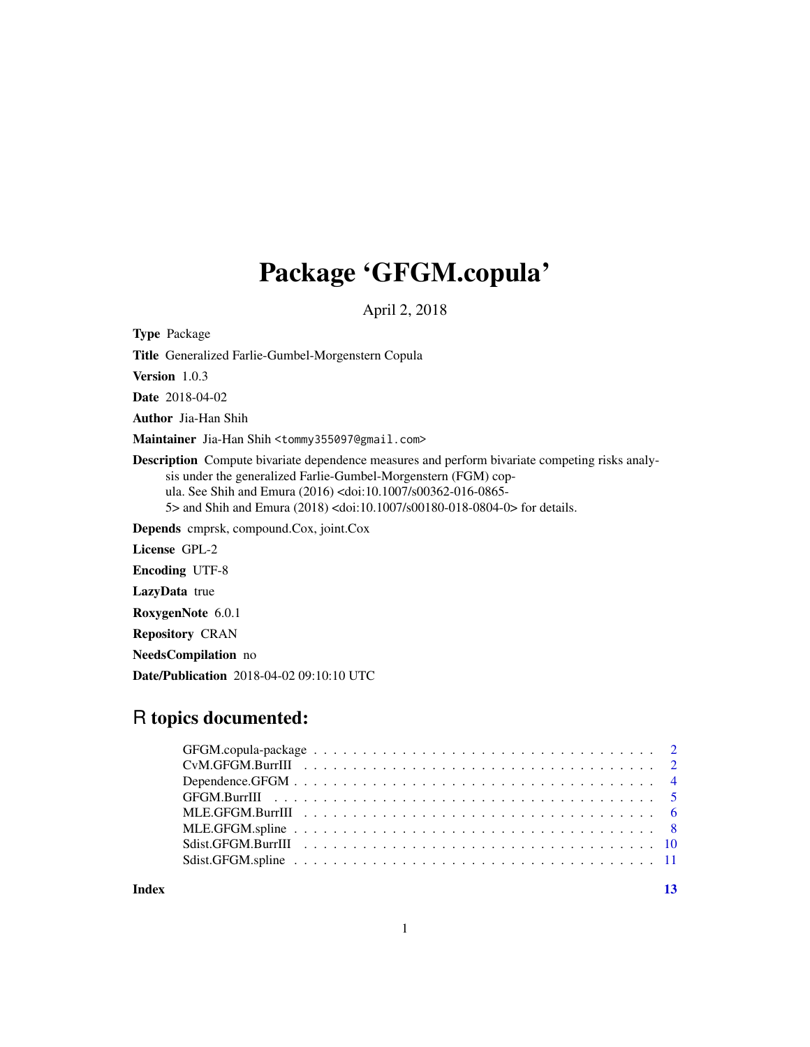# Package 'GFGM.copula'

April 2, 2018

**Type** Package

**Title** Generalized Farlie-Gumbel-Morgenstern Copula

**Version** 1.0.3

**Date** 2018-04-02

**Author** Jia-Han Shih

**Maintainer** Jia-Han Shih <tommy355097@gmail.com>

**Description** Compute bivariate dependence measures and perform bivariate competing risks analysis under the generalized Farlie-Gumbel-Morgenstern (FGM) copula. See Shih and Emura (2016) <doi:10.1007/s00362-016-0865-5> and Shih and Emura (2018) <doi:10.1007/s00180-018-0804-0> for details.

**Depends** cmprsk, compound.Cox, joint.Cox

**License** GPL-2

**Encoding** UTF-8

**LazyData** true

**RoxygenNote** 6.0.1

**Repository** CRAN

**NeedsCompilation** no

**Date/Publication** 2018-04-02 09:10:10 UTC

## R topics documented:

| | |
|---|---|
| GFGM.copula-package | 2 |
| CvM.GFGM.BurrIII | 2 |
| Dependence.GFGM | 4 |
| GFGM.BurrIII | 5 |
| MLE.GFGM.BurrIII | 6 |
| MLE.GFGM.spline | 8 |
| Sdist.GFGM.BurrIII | 10 |
| Sdist.GFGM.spline | 11 |
| **Index** | **13** |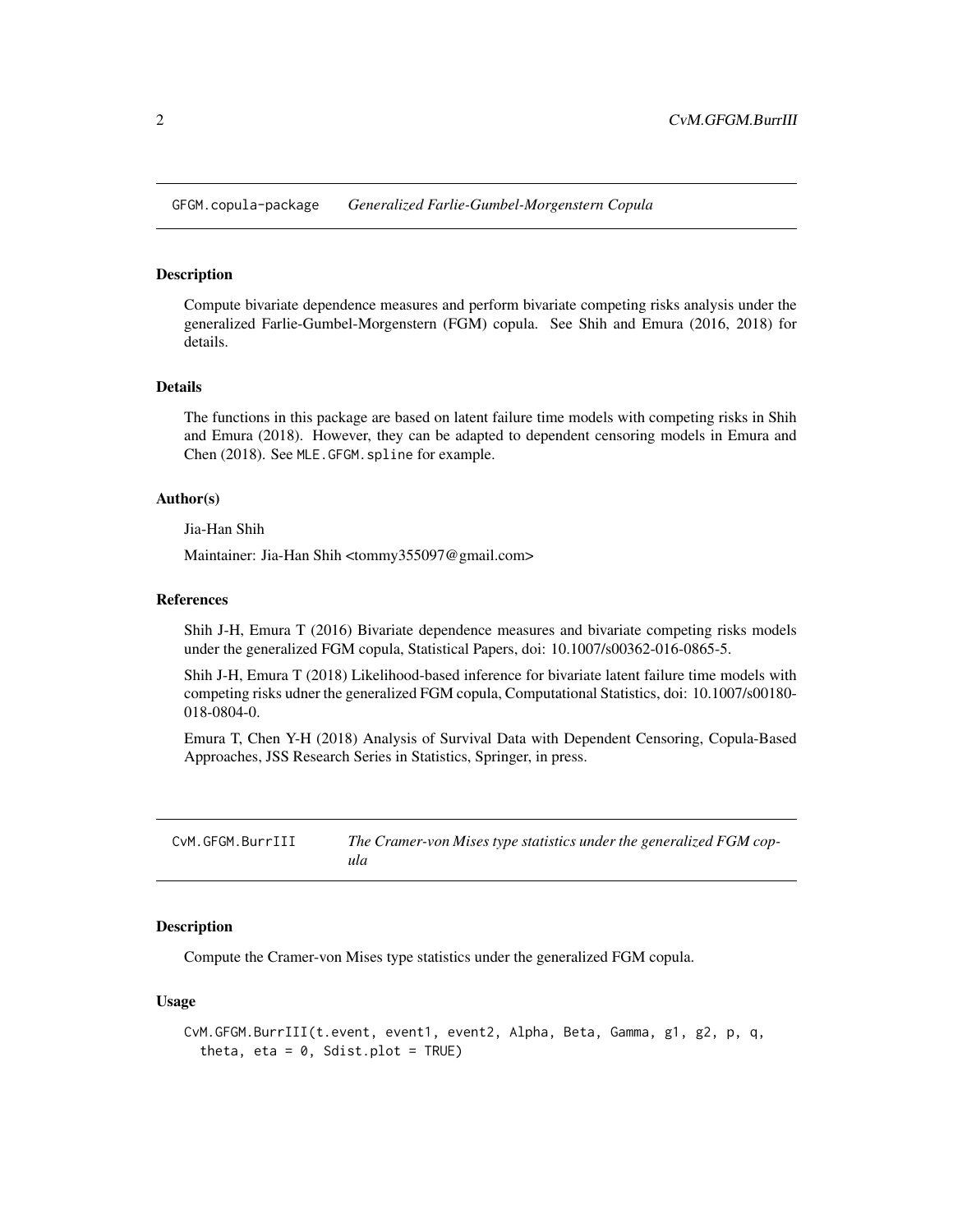## GFGM.copula-package *Generalized Farlie-Gumbel-Morgenstern Copula*

### Description

Compute bivariate dependence measures and perform bivariate competing risks analysis under the generalized Farlie-Gumbel-Morgenstern (FGM) copula. See Shih and Emura (2016, 2018) for details.

### Details

The functions in this package are based on latent failure time models with competing risks in Shih and Emura (2018). However, they can be adapted to dependent censoring models in Emura and Chen (2018). See `MLE.GFGM.spline` for example.

### Author(s)

Jia-Han Shih

Maintainer: Jia-Han Shih <tommy355097@gmail.com>

### References

Shih J-H, Emura T (2016) Bivariate dependence measures and bivariate competing risks models under the generalized FGM copula, Statistical Papers, doi: 10.1007/s00362-016-0865-5.

Shih J-H, Emura T (2018) Likelihood-based inference for bivariate latent failure time models with competing risks udner the generalized FGM copula, Computational Statistics, doi: 10.1007/s00180-018-0804-0.

Emura T, Chen Y-H (2018) Analysis of Survival Data with Dependent Censoring, Copula-Based Approaches, JSS Research Series in Statistics, Springer, in press.

## CvM.GFGM.BurrIII *The Cramer-von Mises type statistics under the generalized FGM copula*

### Description

Compute the Cramer-von Mises type statistics under the generalized FGM copula.

### Usage

```
CvM.GFGM.BurrIII(t.event, event1, event2, Alpha, Beta, Gamma, g1, g2, p, q,
  theta, eta = 0, Sdist.plot = TRUE)
```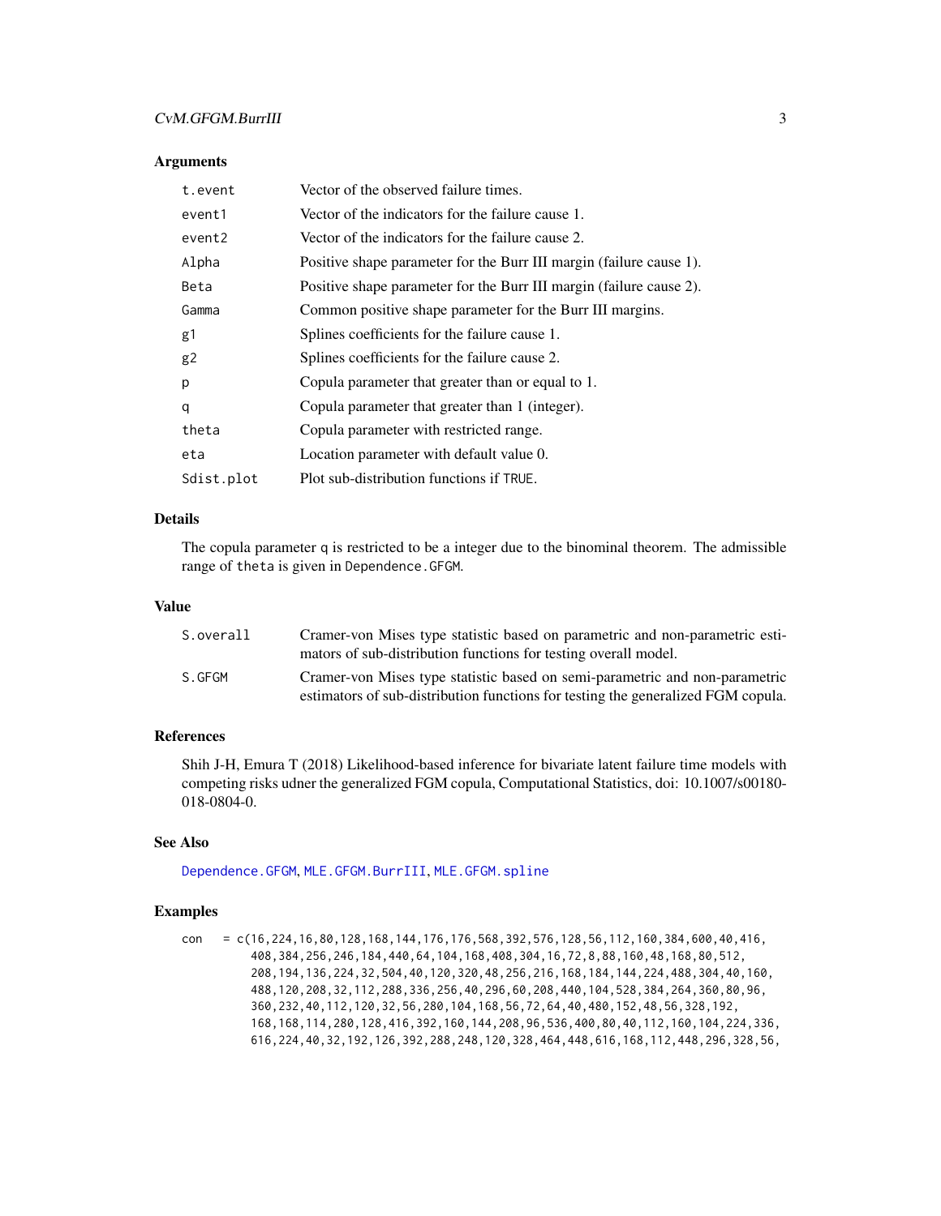### Arguments

| | |
|---|---|
| `t.event` | Vector of the observed failure times. |
| `event1` | Vector of the indicators for the failure cause 1. |
| `event2` | Vector of the indicators for the failure cause 2. |
| `Alpha` | Positive shape parameter for the Burr III margin (failure cause 1). |
| `Beta` | Positive shape parameter for the Burr III margin (failure cause 2). |
| `Gamma` | Common positive shape parameter for the Burr III margins. |
| `g1` | Splines coefficients for the failure cause 1. |
| `g2` | Splines coefficients for the failure cause 2. |
| `p` | Copula parameter that greater than or equal to 1. |
| `q` | Copula parameter that greater than 1 (integer). |
| `theta` | Copula parameter with restricted range. |
| `eta` | Location parameter with default value 0. |
| `Sdist.plot` | Plot sub-distribution functions if `TRUE`. |

### Details

The copula parameter `q` is restricted to be a integer due to the binominal theorem. The admissible range of `theta` is given in `Dependence.GFGM`.

### Value

| | |
|---|---|
| `S.overall` | Cramer-von Mises type statistic based on parametric and non-parametric estimators of sub-distribution functions for testing overall model. |
| `S.GFGM` | Cramer-von Mises type statistic based on semi-parametric and non-parametric estimators of sub-distribution functions for testing the generalized FGM copula. |

### References

Shih J-H, Emura T (2018) Likelihood-based inference for bivariate latent failure time models with competing risks udner the generalized FGM copula, Computational Statistics, doi: 10.1007/s00180-018-0804-0.

### See Also

`Dependence.GFGM`, `MLE.GFGM.BurrIII`, `MLE.GFGM.spline`

### Examples

```
con   = c(16,224,16,80,128,168,144,176,176,568,392,576,128,56,112,160,384,600,40,416,
        408,384,256,246,184,440,64,104,168,408,304,16,72,8,88,160,48,168,80,512,
        208,194,136,224,32,504,40,120,320,48,256,216,168,184,144,224,488,304,40,160,
        488,120,208,32,112,288,336,256,40,296,60,208,440,104,528,384,264,360,80,96,
        360,232,40,112,120,32,56,280,104,168,56,72,64,40,480,152,48,56,328,192,
        168,168,114,280,128,416,392,160,144,208,96,536,400,80,40,112,160,104,224,336,
        616,224,40,32,192,126,392,288,248,120,328,464,448,616,168,112,448,296,328,56,
```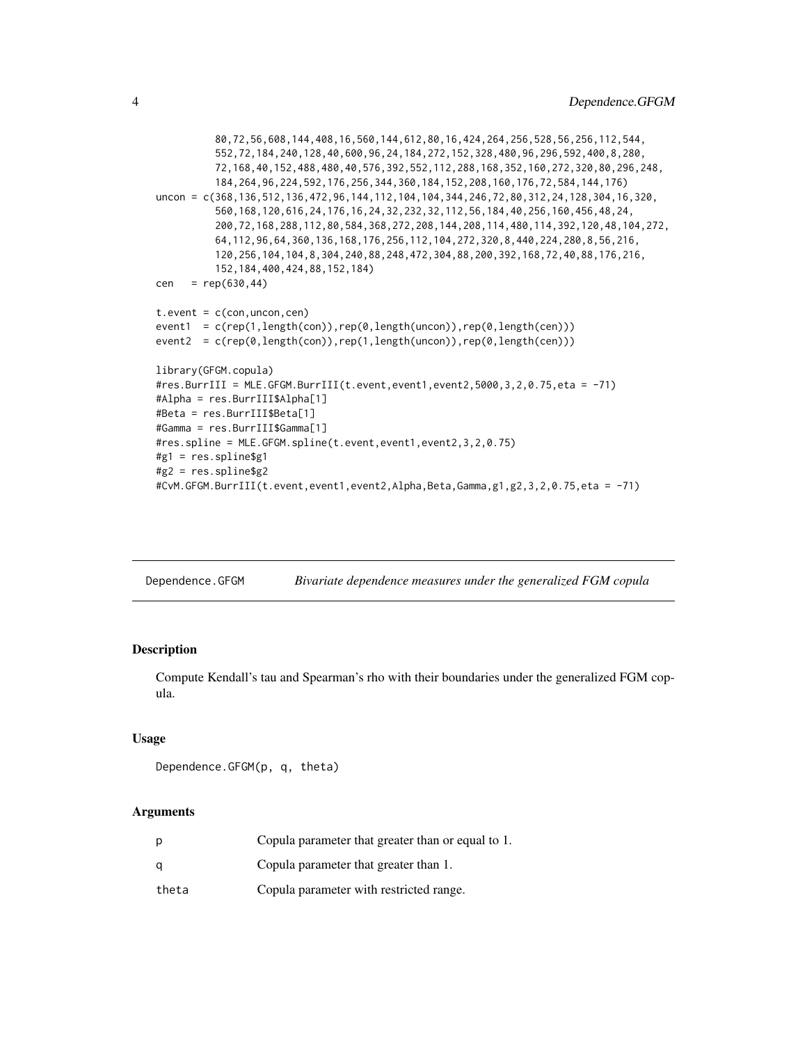```
          80,72,56,608,144,408,16,560,144,612,80,16,424,264,256,528,56,256,112,544,
          552,72,184,240,128,40,600,96,24,184,272,152,328,480,96,296,592,400,8,280,
          72,168,40,152,488,480,40,576,392,552,112,288,168,352,160,272,320,80,296,248,
          184,264,96,224,592,176,256,344,360,184,152,208,160,176,72,584,144,176)
uncon = c(368,136,512,136,472,96,144,112,104,104,344,246,72,80,312,24,128,304,16,320,
          560,168,120,616,24,176,16,24,32,232,32,112,56,184,40,256,160,456,48,24,
          200,72,168,288,112,80,584,368,272,208,144,208,114,480,114,392,120,48,104,272,
          64,112,96,64,360,136,168,176,256,112,104,272,320,8,440,224,280,8,56,216,
          120,256,104,104,8,304,240,88,248,472,304,88,200,392,168,72,40,88,176,216,
          152,184,400,424,88,152,184)
cen   = rep(630,44)

t.event = c(con,uncon,cen)
event1  = c(rep(1,length(con)),rep(0,length(uncon)),rep(0,length(cen)))
event2  = c(rep(0,length(con)),rep(1,length(uncon)),rep(0,length(cen)))

library(GFGM.copula)
#res.BurrIII = MLE.GFGM.BurrIII(t.event,event1,event2,5000,3,2,0.75,eta = -71)
#Alpha = res.BurrIII$Alpha[1]
#Beta = res.BurrIII$Beta[1]
#Gamma = res.BurrIII$Gamma[1]
#res.spline = MLE.GFGM.spline(t.event,event1,event2,3,2,0.75)
#g1 = res.spline$g1
#g2 = res.spline$g2
#CvM.GFGM.BurrIII(t.event,event1,event2,Alpha,Beta,Gamma,g1,g2,3,2,0.75,eta = -71)
```

## Dependence.GFGM — *Bivariate dependence measures under the generalized FGM copula*

### Description

Compute Kendall's tau and Spearman's rho with their boundaries under the generalized FGM copula.

### Usage

```
Dependence.GFGM(p, q, theta)
```

### Arguments

| | |
|---|---|
| p | Copula parameter that greater than or equal to 1. |
| q | Copula parameter that greater than 1. |
| theta | Copula parameter with restricted range. |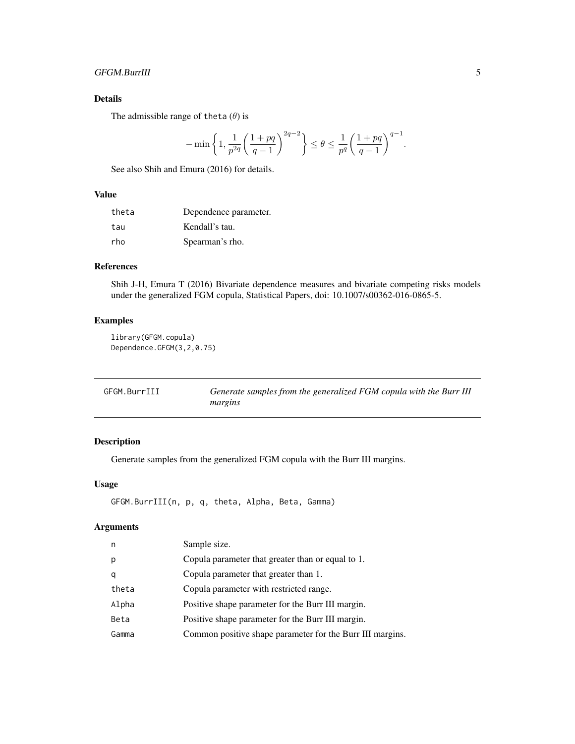### Details

The admissible range of `theta` ($\theta$) is

$$-\min\left\{1, \frac{1}{p^{2q}}\left(\frac{1+pq}{q-1}\right)^{2q-2}\right\} \le \theta \le \frac{1}{p^q}\left(\frac{1+pq}{q-1}\right)^{q-1}.$$

See also Shih and Emura (2016) for details.

### Value

| | |
|---|---|
| theta | Dependence parameter. |
| tau | Kendall's tau. |
| rho | Spearman's rho. |

### References

Shih J-H, Emura T (2016) Bivariate dependence measures and bivariate competing risks models under the generalized FGM copula, Statistical Papers, doi: 10.1007/s00362-016-0865-5.

### Examples

```
library(GFGM.copula)
Dependence.GFGM(3,2,0.75)
```

---

## GFGM.BurrIII — *Generate samples from the generalized FGM copula with the Burr III margins*

---

### Description

Generate samples from the generalized FGM copula with the Burr III margins.

### Usage

```
GFGM.BurrIII(n, p, q, theta, Alpha, Beta, Gamma)
```

### Arguments

| | |
|---|---|
| n | Sample size. |
| p | Copula parameter that greater than or equal to 1. |
| q | Copula parameter that greater than 1. |
| theta | Copula parameter with restricted range. |
| Alpha | Positive shape parameter for the Burr III margin. |
| Beta | Positive shape parameter for the Burr III margin. |
| Gamma | Common positive shape parameter for the Burr III margins. |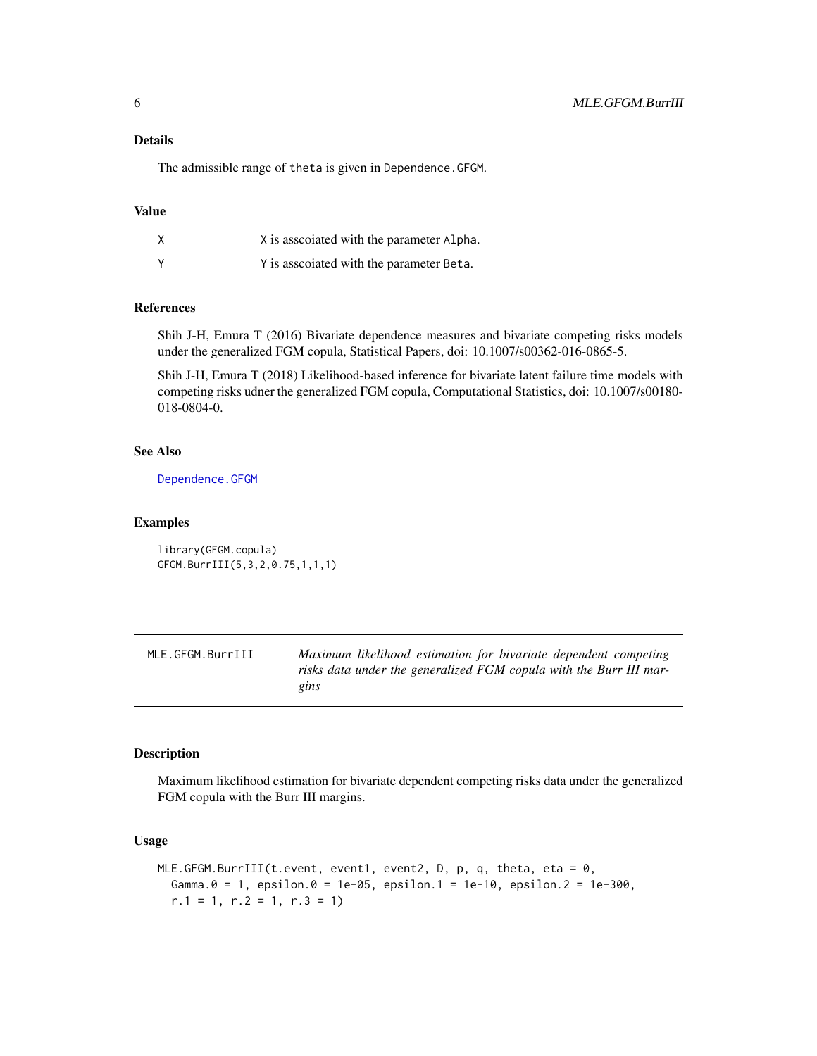## Details

The admissible range of theta is given in Dependence.GFGM.

## Value

| | |
|---|---|
| X | X is asscoiated with the parameter Alpha. |
| Y | Y is asscoiated with the parameter Beta. |

## References

Shih J-H, Emura T (2016) Bivariate dependence measures and bivariate competing risks models under the generalized FGM copula, Statistical Papers, doi: 10.1007/s00362-016-0865-5.

Shih J-H, Emura T (2018) Likelihood-based inference for bivariate latent failure time models with competing risks udner the generalized FGM copula, Computational Statistics, doi: 10.1007/s00180-018-0804-0.

## See Also

Dependence.GFGM

## Examples

```
library(GFGM.copula)
GFGM.BurrIII(5,3,2,0.75,1,1,1)
```

---

# MLE.GFGM.BurrIII — *Maximum likelihood estimation for bivariate dependent competing risks data under the generalized FGM copula with the Burr III margins*

## Description

Maximum likelihood estimation for bivariate dependent competing risks data under the generalized FGM copula with the Burr III margins.

## Usage

```
MLE.GFGM.BurrIII(t.event, event1, event2, D, p, q, theta, eta = 0,
  Gamma.0 = 1, epsilon.0 = 1e-05, epsilon.1 = 1e-10, epsilon.2 = 1e-300,
  r.1 = 1, r.2 = 1, r.3 = 1)
```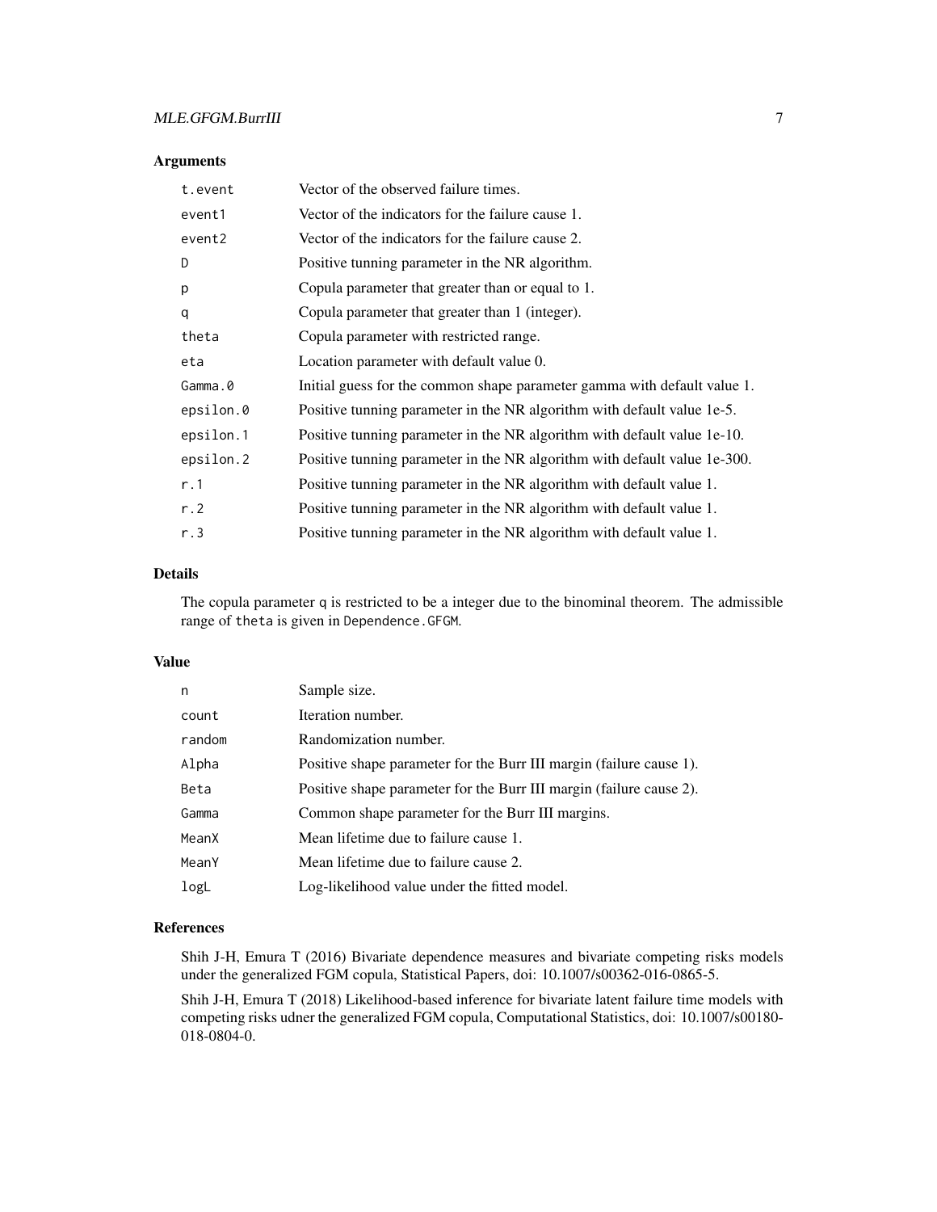## Arguments

| | |
|---|---|
| `t.event` | Vector of the observed failure times. |
| `event1` | Vector of the indicators for the failure cause 1. |
| `event2` | Vector of the indicators for the failure cause 2. |
| `D` | Positive tunning parameter in the NR algorithm. |
| `p` | Copula parameter that greater than or equal to 1. |
| `q` | Copula parameter that greater than 1 (integer). |
| `theta` | Copula parameter with restricted range. |
| `eta` | Location parameter with default value 0. |
| `Gamma.0` | Initial guess for the common shape parameter gamma with default value 1. |
| `epsilon.0` | Positive tunning parameter in the NR algorithm with default value 1e-5. |
| `epsilon.1` | Positive tunning parameter in the NR algorithm with default value 1e-10. |
| `epsilon.2` | Positive tunning parameter in the NR algorithm with default value 1e-300. |
| `r.1` | Positive tunning parameter in the NR algorithm with default value 1. |
| `r.2` | Positive tunning parameter in the NR algorithm with default value 1. |
| `r.3` | Positive tunning parameter in the NR algorithm with default value 1. |

## Details

The copula parameter `q` is restricted to be a integer due to the binominal theorem. The admissible range of `theta` is given in `Dependence.GFGM`.

## Value

| | |
|---|---|
| `n` | Sample size. |
| `count` | Iteration number. |
| `random` | Randomization number. |
| `Alpha` | Positive shape parameter for the Burr III margin (failure cause 1). |
| `Beta` | Positive shape parameter for the Burr III margin (failure cause 2). |
| `Gamma` | Common shape parameter for the Burr III margins. |
| `MeanX` | Mean lifetime due to failure cause 1. |
| `MeanY` | Mean lifetime due to failure cause 2. |
| `logL` | Log-likelihood value under the fitted model. |

## References

Shih J-H, Emura T (2016) Bivariate dependence measures and bivariate competing risks models under the generalized FGM copula, Statistical Papers, doi: 10.1007/s00362-016-0865-5.

Shih J-H, Emura T (2018) Likelihood-based inference for bivariate latent failure time models with competing risks udner the generalized FGM copula, Computational Statistics, doi: 10.1007/s00180-018-0804-0.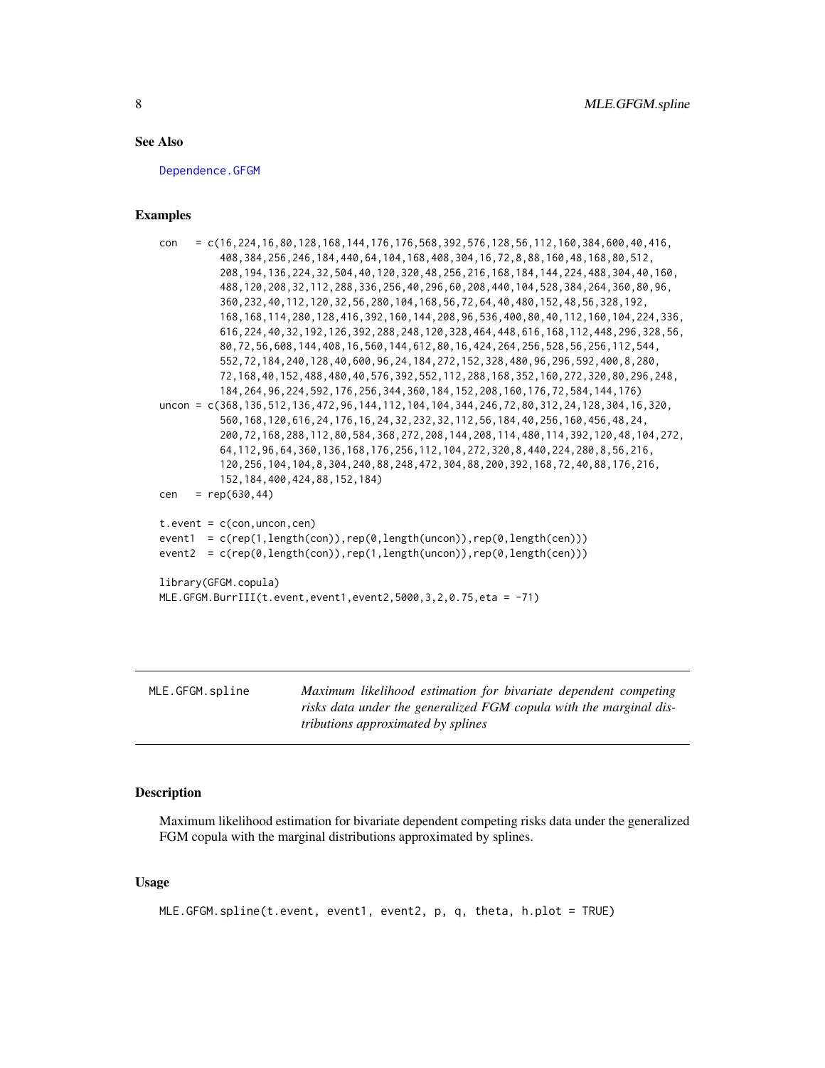## See Also

Dependence.GFGM

## Examples

```
con   = c(16,224,16,80,128,168,144,176,176,568,392,576,128,56,112,160,384,600,40,416,
          408,384,256,246,184,440,64,104,168,408,304,16,72,8,88,160,48,168,80,512,
          208,194,136,224,32,504,40,120,320,48,256,216,168,184,144,224,488,304,40,160,
          488,120,208,32,112,288,336,256,40,296,60,208,440,104,528,384,264,360,80,96,
          360,232,40,112,120,32,56,280,104,168,56,72,64,40,480,152,48,56,328,192,
          168,168,114,280,128,416,392,160,144,208,96,536,400,80,40,112,160,104,224,336,
          616,224,40,32,192,126,392,288,248,120,328,464,448,616,168,112,448,296,328,56,
          80,72,56,608,144,408,16,560,144,612,80,16,424,264,256,528,56,256,112,544,
          552,72,184,240,128,40,600,96,24,184,272,152,328,480,96,296,592,400,8,280,
          72,168,40,152,488,480,40,576,392,552,112,288,168,352,160,272,320,80,296,248,
          184,264,96,224,592,176,256,344,360,184,152,208,160,176,72,584,144,176)
uncon = c(368,136,512,136,472,96,144,112,104,104,344,246,72,80,312,24,128,304,16,320,
          560,168,120,616,24,176,16,24,32,232,32,112,56,184,40,256,160,456,48,24,
          200,72,168,288,112,80,584,368,272,208,144,208,114,480,114,392,120,48,104,272,
          64,112,96,64,360,136,168,176,256,112,104,272,320,8,440,224,280,8,56,216,
          120,256,104,104,8,304,240,88,248,472,304,88,200,392,168,72,40,88,176,216,
          152,184,400,424,88,152,184)
cen   = rep(630,44)

t.event = c(con,uncon,cen)
event1  = c(rep(1,length(con)),rep(0,length(uncon)),rep(0,length(cen)))
event2  = c(rep(0,length(con)),rep(1,length(uncon)),rep(0,length(cen)))

library(GFGM.copula)
MLE.GFGM.BurrIII(t.event,event1,event2,5000,3,2,0.75,eta = -71)
```

---

# MLE.GFGM.spline

*Maximum likelihood estimation for bivariate dependent competing risks data under the generalized FGM copula with the marginal distributions approximated by splines*

## Description

Maximum likelihood estimation for bivariate dependent competing risks data under the generalized FGM copula with the marginal distributions approximated by splines.

## Usage

```
MLE.GFGM.spline(t.event, event1, event2, p, q, theta, h.plot = TRUE)
```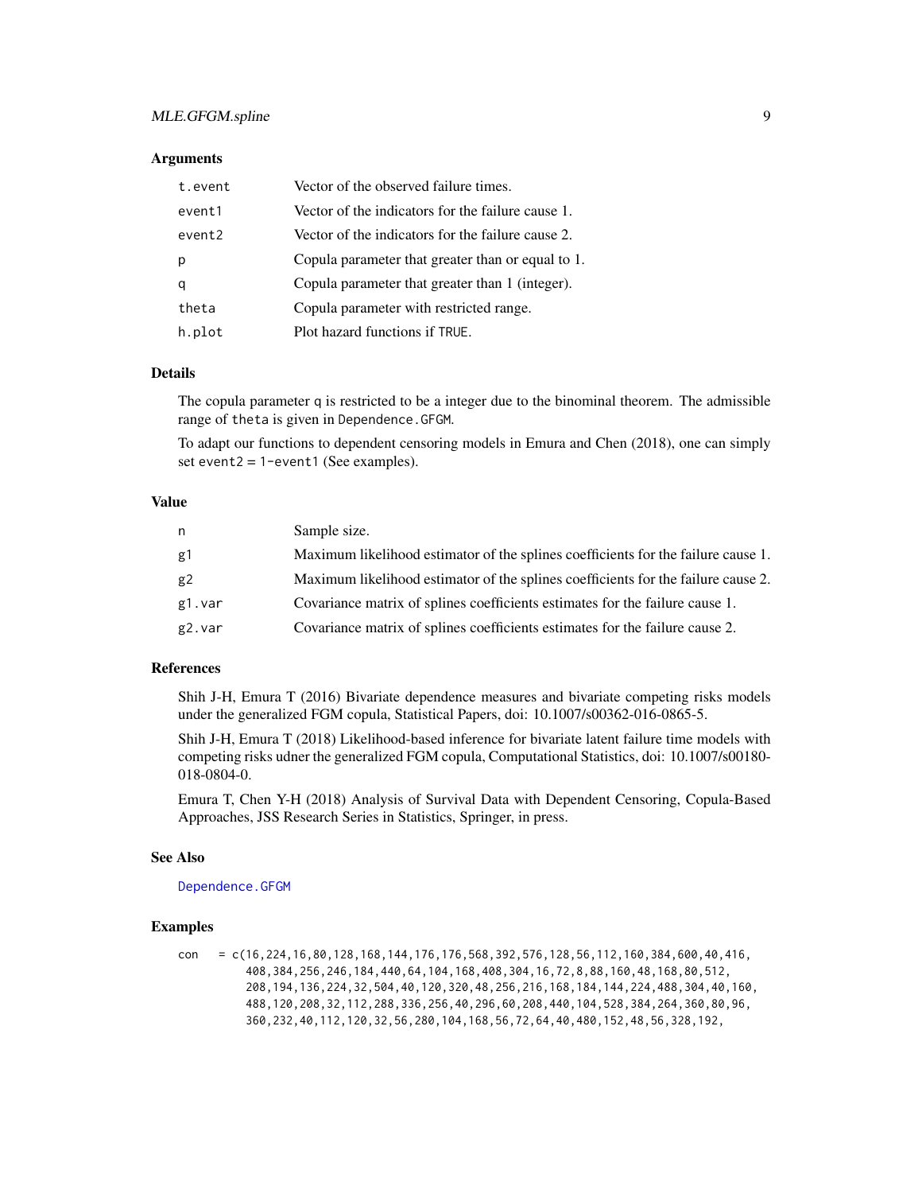### Arguments

| | |
|---|---|
| t.event | Vector of the observed failure times. |
| event1 | Vector of the indicators for the failure cause 1. |
| event2 | Vector of the indicators for the failure cause 2. |
| p | Copula parameter that greater than or equal to 1. |
| q | Copula parameter that greater than 1 (integer). |
| theta | Copula parameter with restricted range. |
| h.plot | Plot hazard functions if TRUE. |

### Details

The copula parameter q is restricted to be a integer due to the binominal theorem. The admissible range of theta is given in Dependence.GFGM.

To adapt our functions to dependent censoring models in Emura and Chen (2018), one can simply set event2 = 1-event1 (See examples).

### Value

| | |
|---|---|
| n | Sample size. |
| g1 | Maximum likelihood estimator of the splines coefficients for the failure cause 1. |
| g2 | Maximum likelihood estimator of the splines coefficients for the failure cause 2. |
| g1.var | Covariance matrix of splines coefficients estimates for the failure cause 1. |
| g2.var | Covariance matrix of splines coefficients estimates for the failure cause 2. |

### References

Shih J-H, Emura T (2016) Bivariate dependence measures and bivariate competing risks models under the generalized FGM copula, Statistical Papers, doi: 10.1007/s00362-016-0865-5.

Shih J-H, Emura T (2018) Likelihood-based inference for bivariate latent failure time models with competing risks udner the generalized FGM copula, Computational Statistics, doi: 10.1007/s00180-018-0804-0.

Emura T, Chen Y-H (2018) Analysis of Survival Data with Dependent Censoring, Copula-Based Approaches, JSS Research Series in Statistics, Springer, in press.

### See Also

Dependence.GFGM

### Examples

```
con   = c(16,224,16,80,128,168,144,176,176,568,392,576,128,56,112,160,384,600,40,416,
          408,384,256,246,184,440,64,104,168,408,304,16,72,8,88,160,48,168,80,512,
          208,194,136,224,32,504,40,120,320,48,256,216,168,184,144,224,488,304,40,160,
          488,120,208,32,112,288,336,256,40,296,60,208,440,104,528,384,264,360,80,96,
          360,232,40,112,120,32,56,280,104,168,56,72,64,40,480,152,48,56,328,192,
```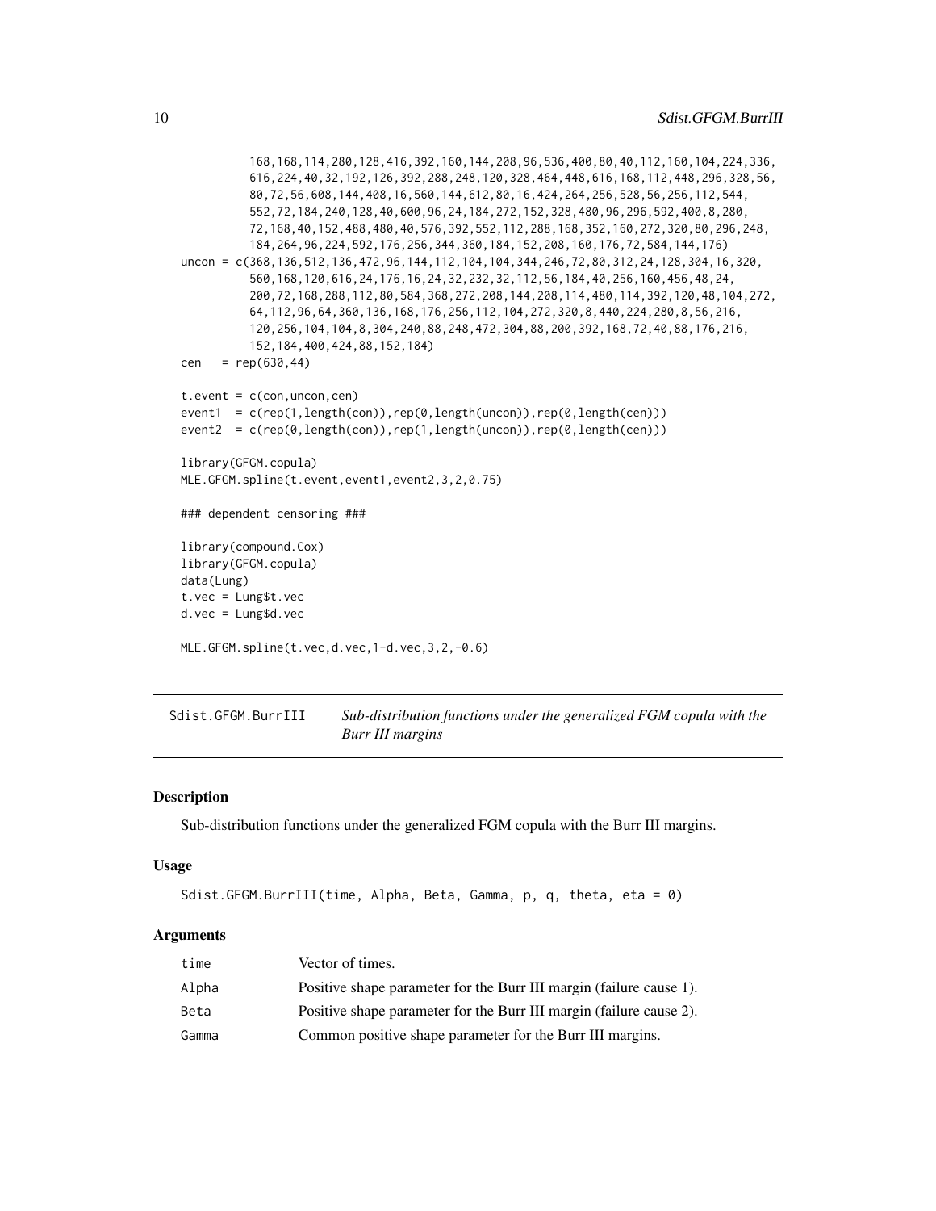```
        168,168,114,280,128,416,392,160,144,208,96,536,400,80,40,112,160,104,224,336,
        616,224,40,32,192,126,392,288,248,120,328,464,448,616,168,112,448,296,328,56,
        80,72,56,608,144,408,16,560,144,612,80,16,424,264,256,528,56,256,112,544,
        552,72,184,240,128,40,600,96,24,184,272,152,328,480,96,296,592,400,8,280,
        72,168,40,152,488,480,40,576,392,552,112,288,168,352,160,272,320,80,296,248,
        184,264,96,224,592,176,256,344,360,184,152,208,160,176,72,584,144,176)
uncon = c(368,136,512,136,472,96,144,112,104,104,344,246,72,80,312,24,128,304,16,320,
        560,168,120,616,24,176,16,24,32,232,32,112,56,184,40,256,160,456,48,24,
        200,72,168,288,112,80,584,368,272,208,144,208,114,480,114,392,120,48,104,272,
        64,112,96,64,360,136,168,176,256,112,104,272,320,8,440,224,280,8,56,216,
        120,256,104,104,8,304,240,88,248,472,304,88,200,392,168,72,40,88,176,216,
        152,184,400,424,88,152,184)
cen   = rep(630,44)

t.event = c(con,uncon,cen)
event1  = c(rep(1,length(con)),rep(0,length(uncon)),rep(0,length(cen)))
event2  = c(rep(0,length(con)),rep(1,length(uncon)),rep(0,length(cen)))

library(GFGM.copula)
MLE.GFGM.spline(t.event,event1,event2,3,2,0.75)

### dependent censoring ###

library(compound.Cox)
library(GFGM.copula)
data(Lung)
t.vec = Lung$t.vec
d.vec = Lung$d.vec

MLE.GFGM.spline(t.vec,d.vec,1-d.vec,3,2,-0.6)
```

---

## Sdist.GFGM.BurrIII    *Sub-distribution functions under the generalized FGM copula with the Burr III margins*

---

### Description

Sub-distribution functions under the generalized FGM copula with the Burr III margins.

### Usage

```
Sdist.GFGM.BurrIII(time, Alpha, Beta, Gamma, p, q, theta, eta = 0)
```

### Arguments

| | |
|---|---|
| time | Vector of times. |
| Alpha | Positive shape parameter for the Burr III margin (failure cause 1). |
| Beta | Positive shape parameter for the Burr III margin (failure cause 2). |
| Gamma | Common positive shape parameter for the Burr III margins. |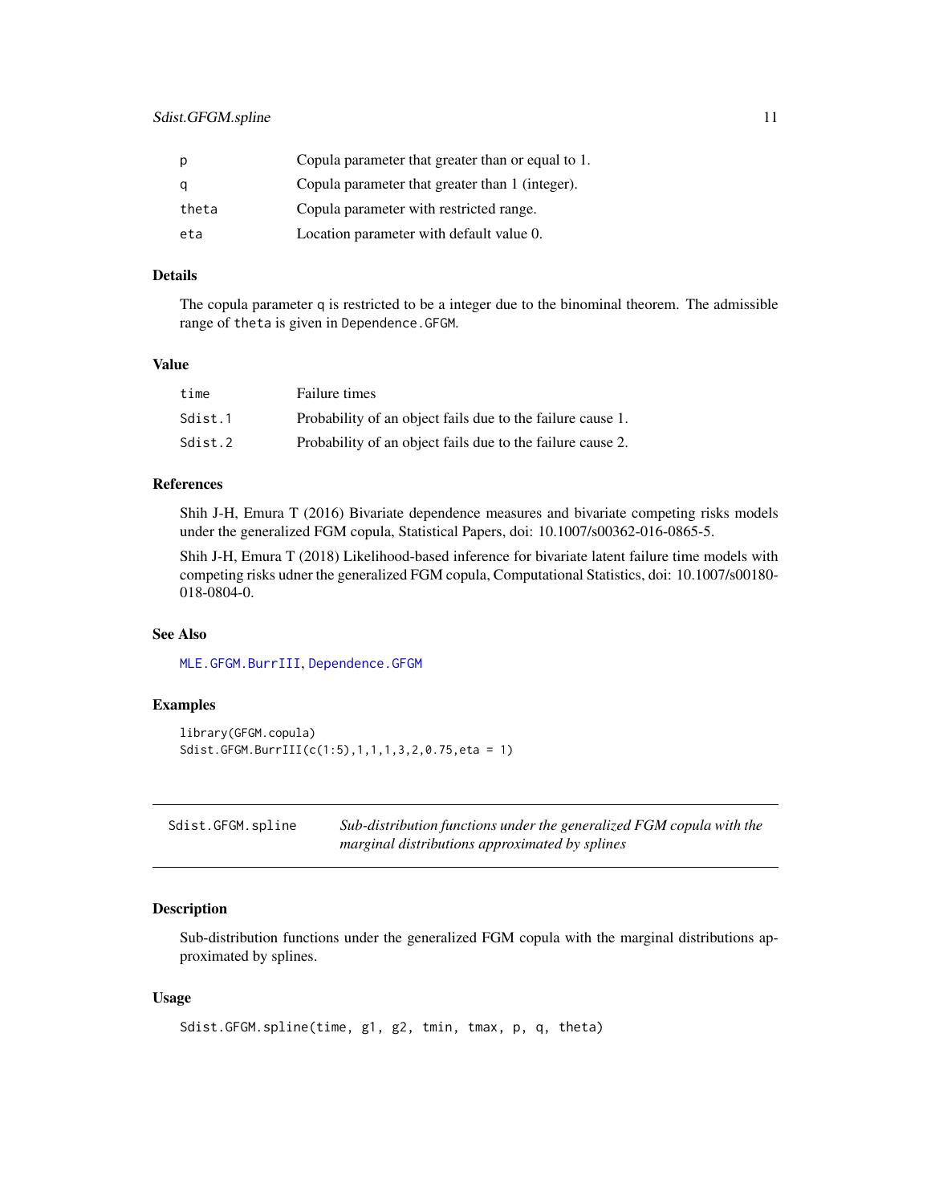| | |
|---|---|
| p | Copula parameter that greater than or equal to 1. |
| q | Copula parameter that greater than 1 (integer). |
| theta | Copula parameter with restricted range. |
| eta | Location parameter with default value 0. |

### Details

The copula parameter q is restricted to be a integer due to the binominal theorem. The admissible range of theta is given in Dependence.GFGM.

### Value

| | |
|---|---|
| time | Failure times |
| Sdist.1 | Probability of an object fails due to the failure cause 1. |
| Sdist.2 | Probability of an object fails due to the failure cause 2. |

### References

Shih J-H, Emura T (2016) Bivariate dependence measures and bivariate competing risks models under the generalized FGM copula, Statistical Papers, doi: 10.1007/s00362-016-0865-5.

Shih J-H, Emura T (2018) Likelihood-based inference for bivariate latent failure time models with competing risks udner the generalized FGM copula, Computational Statistics, doi: 10.1007/s00180-018-0804-0.

### See Also

MLE.GFGM.BurrIII, Dependence.GFGM

### Examples

```
library(GFGM.copula)
Sdist.GFGM.BurrIII(c(1:5),1,1,1,3,2,0.75,eta = 1)
```

---

## Sdist.GFGM.spline — *Sub-distribution functions under the generalized FGM copula with the marginal distributions approximated by splines*

### Description

Sub-distribution functions under the generalized FGM copula with the marginal distributions approximated by splines.

### Usage

```
Sdist.GFGM.spline(time, g1, g2, tmin, tmax, p, q, theta)
```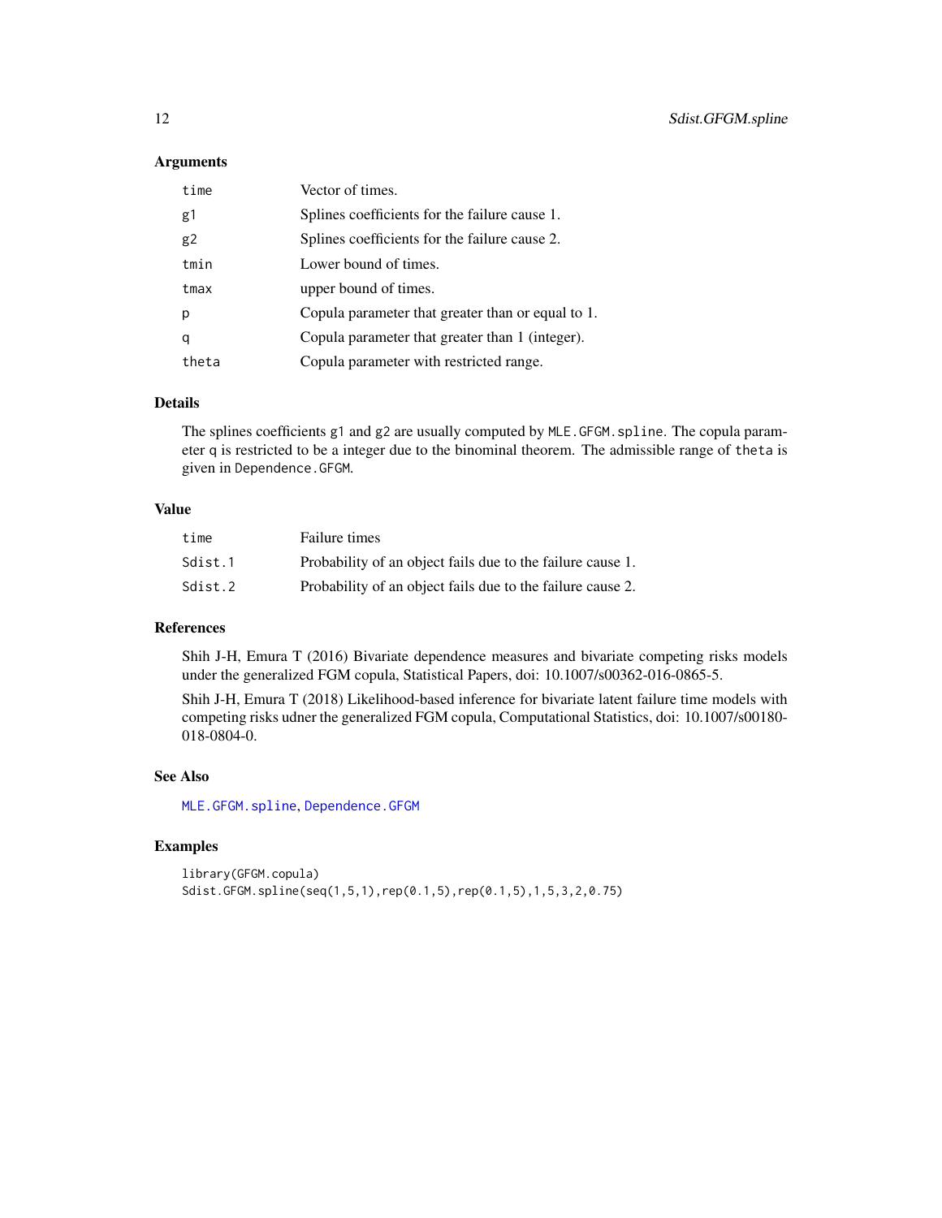## Arguments

| | |
|---|---|
| `time` | Vector of times. |
| `g1` | Splines coefficients for the failure cause 1. |
| `g2` | Splines coefficients for the failure cause 2. |
| `tmin` | Lower bound of times. |
| `tmax` | upper bound of times. |
| `p` | Copula parameter that greater than or equal to 1. |
| `q` | Copula parameter that greater than 1 (integer). |
| `theta` | Copula parameter with restricted range. |

## Details

The splines coefficients `g1` and `g2` are usually computed by `MLE.GFGM.spline`. The copula parameter `q` is restricted to be a integer due to the binominal theorem. The admissible range of `theta` is given in `Dependence.GFGM`.

## Value

| | |
|---|---|
| `time` | Failure times |
| `Sdist.1` | Probability of an object fails due to the failure cause 1. |
| `Sdist.2` | Probability of an object fails due to the failure cause 2. |

## References

Shih J-H, Emura T (2016) Bivariate dependence measures and bivariate competing risks models under the generalized FGM copula, Statistical Papers, doi: 10.1007/s00362-016-0865-5.

Shih J-H, Emura T (2018) Likelihood-based inference for bivariate latent failure time models with competing risks udner the generalized FGM copula, Computational Statistics, doi: 10.1007/s00180-018-0804-0.

## See Also

`MLE.GFGM.spline`, `Dependence.GFGM`

## Examples

```
library(GFGM.copula)
Sdist.GFGM.spline(seq(1,5,1),rep(0.1,5),rep(0.1,5),1,5,3,2,0.75)
```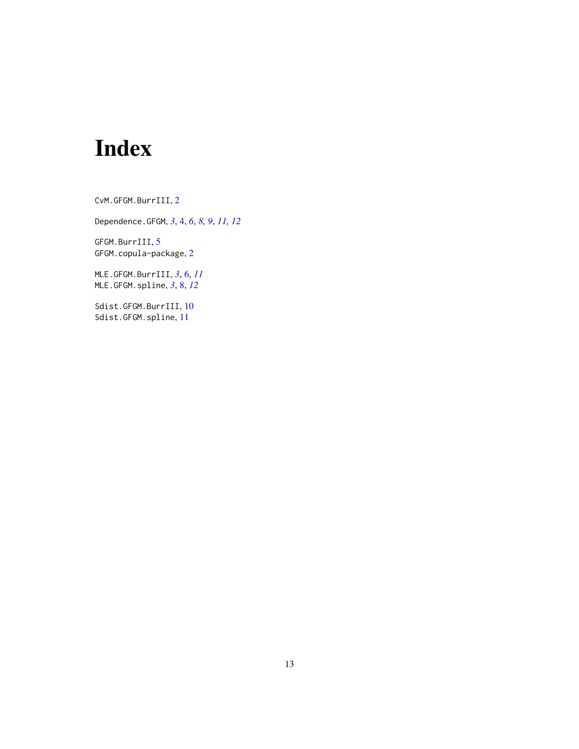# Index

CvM.GFGM.BurrIII, 2

Dependence.GFGM, *3*, 4, *6*, *8, 9*, *11, 12*

GFGM.BurrIII, 5
GFGM.copula-package, 2

MLE.GFGM.BurrIII, *3*, 6, *11*
MLE.GFGM.spline, *3*, 8, *12*

Sdist.GFGM.BurrIII, 10
Sdist.GFGM.spline, 11